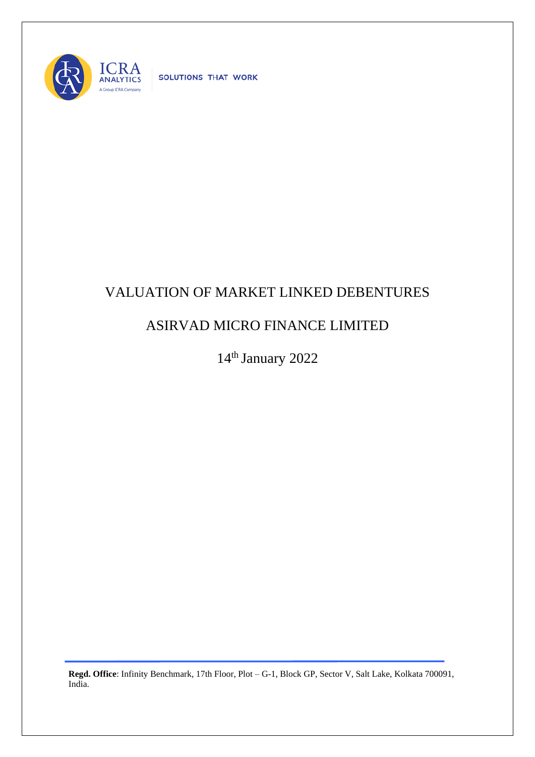ICRA ANALYTICS

A Group ICRA Company

SOLUTIONS THAT WORK

# VALUATION OF MARKET LINKED DEBENTURES

## ASIRVAD MICRO FINANCE LIMITED

14th January 2022

**Regd. Office**: Infinity Benchmark, 17th Floor, Plot – G-1, Block GP, Sector V, Salt Lake, Kolkata 700091, India.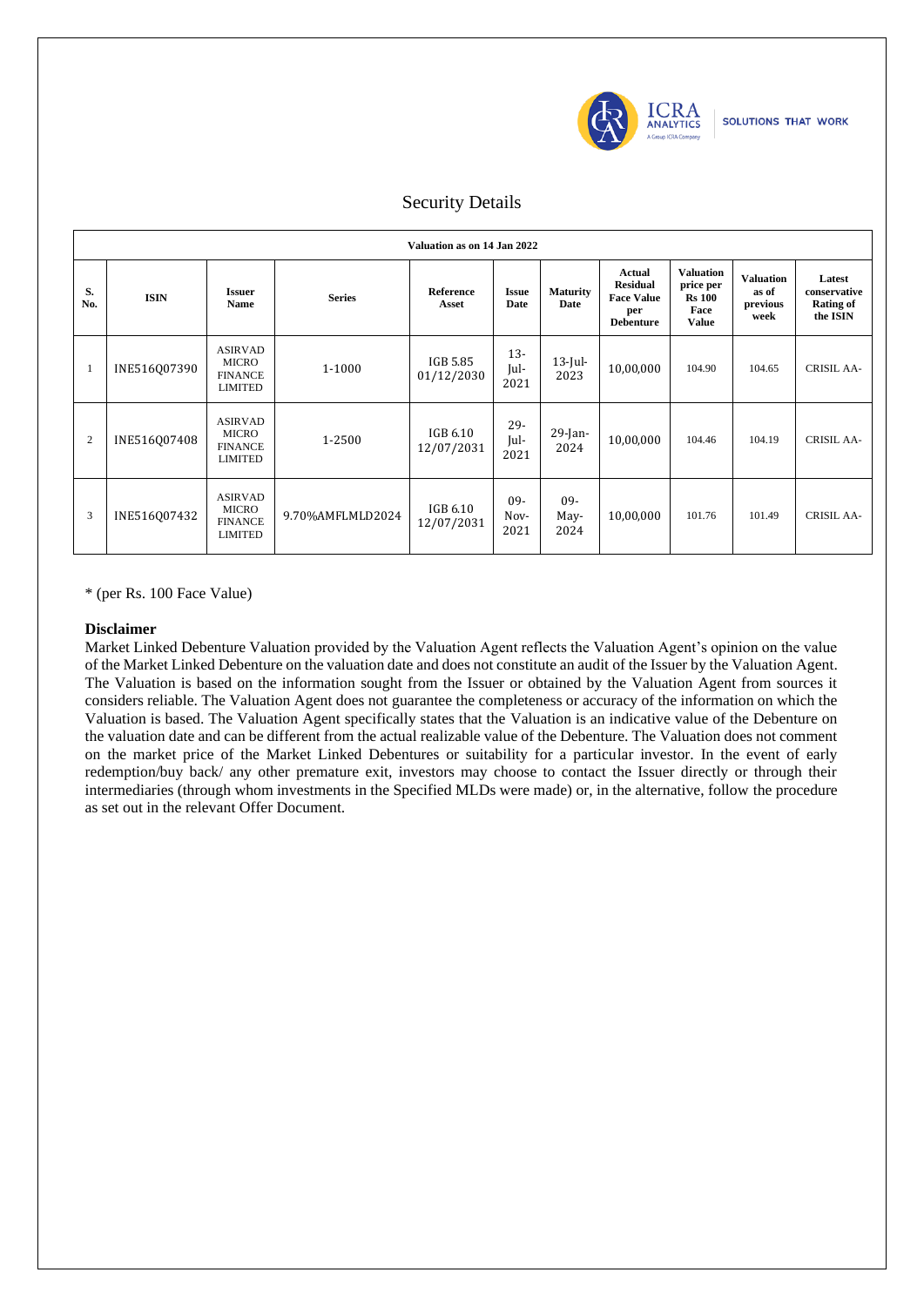# Security Details

| Valuation as on 14 Jan 2022 | | | | | | | | | | |
|---|---|---|---|---|---|---|---|---|---|---|
| **S. No.** | **ISIN** | **Issuer Name** | **Series** | **Reference Asset** | **Issue Date** | **Maturity Date** | **Actual Residual Face Value per Debenture** | **Valuation price per Rs 100 Face Value** | **Valuation as of previous week** | **Latest conservative Rating of the ISIN** |
| 1 | INE516Q07390 | ASIRVAD MICRO FINANCE LIMITED | 1-1000 | IGB 5.85 01/12/2030 | 13-Jul-2021 | 13-Jul-2023 | 10,00,000 | 104.90 | 104.65 | CRISIL AA- |
| 2 | INE516Q07408 | ASIRVAD MICRO FINANCE LIMITED | 1-2500 | IGB 6.10 12/07/2031 | 29-Jul-2021 | 29-Jan-2024 | 10,00,000 | 104.46 | 104.19 | CRISIL AA- |
| 3 | INE516Q07432 | ASIRVAD MICRO FINANCE LIMITED | 9.70%AMFLMLD2024 | IGB 6.10 12/07/2031 | 09-Nov-2021 | 09-May-2024 | 10,00,000 | 101.76 | 101.49 | CRISIL AA- |

* (per Rs. 100 Face Value)

**Disclaimer**

Market Linked Debenture Valuation provided by the Valuation Agent reflects the Valuation Agent's opinion on the value of the Market Linked Debenture on the valuation date and does not constitute an audit of the Issuer by the Valuation Agent. The Valuation is based on the information sought from the Issuer or obtained by the Valuation Agent from sources it considers reliable. The Valuation Agent does not guarantee the completeness or accuracy of the information on which the Valuation is based. The Valuation Agent specifically states that the Valuation is an indicative value of the Debenture on the valuation date and can be different from the actual realizable value of the Debenture. The Valuation does not comment on the market price of the Market Linked Debentures or suitability for a particular investor. In the event of early redemption/buy back/ any other premature exit, investors may choose to contact the Issuer directly or through their intermediaries (through whom investments in the Specified MLDs were made) or, in the alternative, follow the procedure as set out in the relevant Offer Document.